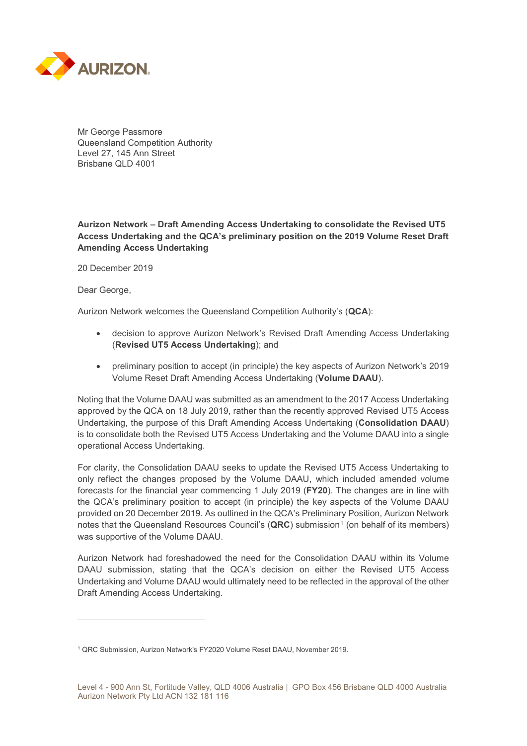Mr George Passmore
Queensland Competition Authority
Level 27, 145 Ann Street
Brisbane QLD 4001

**Aurizon Network – Draft Amending Access Undertaking to consolidate the Revised UT5 Access Undertaking and the QCA's preliminary position on the 2019 Volume Reset Draft Amending Access Undertaking**

20 December 2019

Dear George,

Aurizon Network welcomes the Queensland Competition Authority's (**QCA**):

- decision to approve Aurizon Network's Revised Draft Amending Access Undertaking (**Revised UT5 Access Undertaking**); and
- preliminary position to accept (in principle) the key aspects of Aurizon Network's 2019 Volume Reset Draft Amending Access Undertaking (**Volume DAAU**).

Noting that the Volume DAAU was submitted as an amendment to the 2017 Access Undertaking approved by the QCA on 18 July 2019, rather than the recently approved Revised UT5 Access Undertaking, the purpose of this Draft Amending Access Undertaking (**Consolidation DAAU**) is to consolidate both the Revised UT5 Access Undertaking and the Volume DAAU into a single operational Access Undertaking.

For clarity, the Consolidation DAAU seeks to update the Revised UT5 Access Undertaking to only reflect the changes proposed by the Volume DAAU, which included amended volume forecasts for the financial year commencing 1 July 2019 (**FY20**). The changes are in line with the QCA's preliminary position to accept (in principle) the key aspects of the Volume DAAU provided on 20 December 2019. As outlined in the QCA's Preliminary Position, Aurizon Network notes that the Queensland Resources Council's (**QRC**) submission[1] (on behalf of its members) was supportive of the Volume DAAU.

Aurizon Network had foreshadowed the need for the Consolidation DAAU within its Volume DAAU submission, stating that the QCA's decision on either the Revised UT5 Access Undertaking and Volume DAAU would ultimately need to be reflected in the approval of the other Draft Amending Access Undertaking.

[1] QRC Submission, Aurizon Network's FY2020 Volume Reset DAAU, November 2019.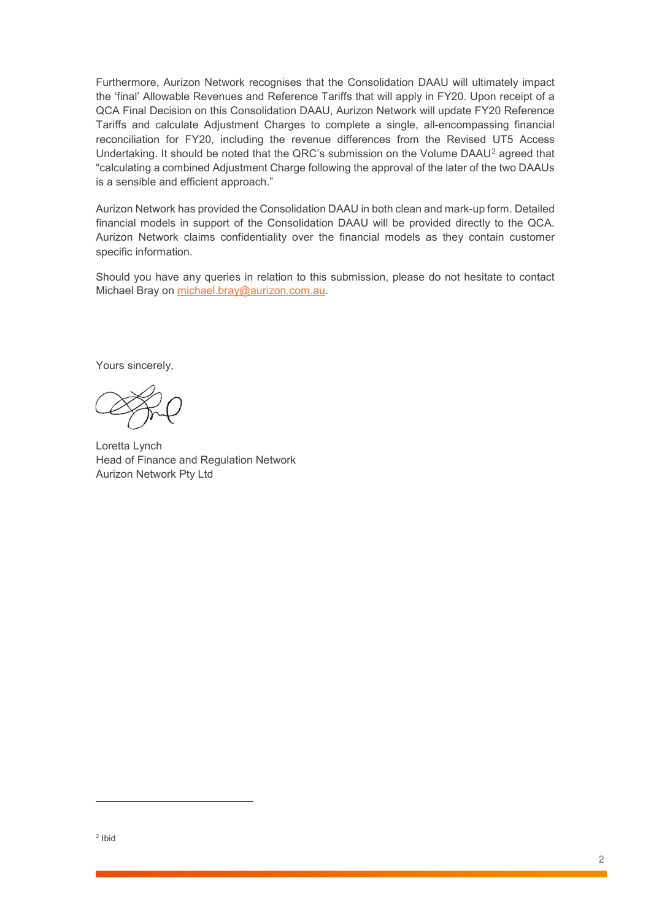Furthermore, Aurizon Network recognises that the Consolidation DAAU will ultimately impact the 'final' Allowable Revenues and Reference Tariffs that will apply in FY20. Upon receipt of a QCA Final Decision on this Consolidation DAAU, Aurizon Network will update FY20 Reference Tariffs and calculate Adjustment Charges to complete a single, all-encompassing financial reconciliation for FY20, including the revenue differences from the Revised UT5 Access Undertaking. It should be noted that the QRC's submission on the Volume DAAU[2] agreed that "calculating a combined Adjustment Charge following the approval of the later of the two DAAUs is a sensible and efficient approach."

Aurizon Network has provided the Consolidation DAAU in both clean and mark-up form. Detailed financial models in support of the Consolidation DAAU will be provided directly to the QCA. Aurizon Network claims confidentiality over the financial models as they contain customer specific information.

Should you have any queries in relation to this submission, please do not hesitate to contact Michael Bray on michael.bray@aurizon.com.au.

Yours sincerely,

Loretta Lynch
Head of Finance and Regulation Network
Aurizon Network Pty Ltd

---

[2] Ibid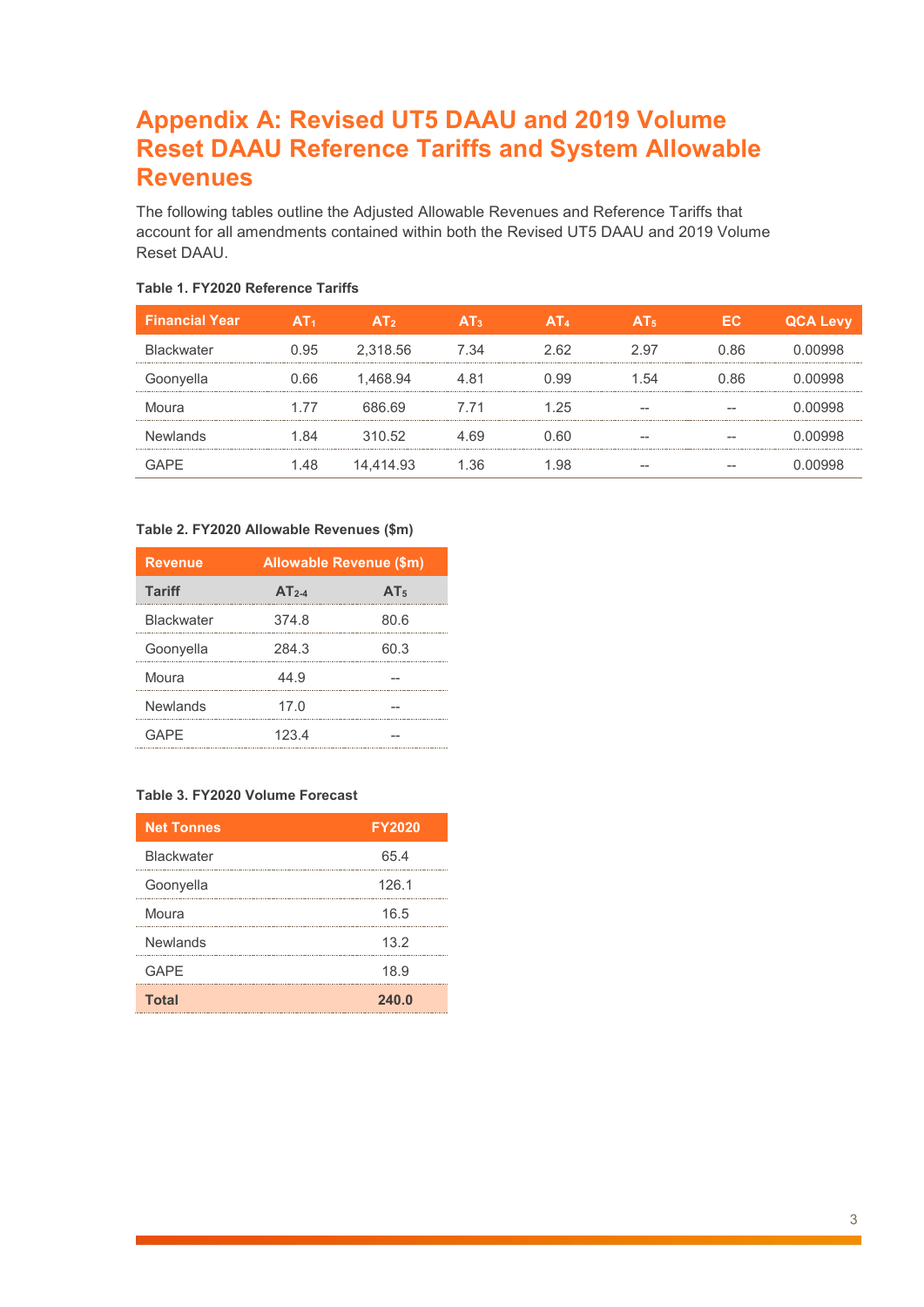# Appendix A: Revised UT5 DAAU and 2019 Volume Reset DAAU Reference Tariffs and System Allowable Revenues

The following tables outline the Adjusted Allowable Revenues and Reference Tariffs that account for all amendments contained within both the Revised UT5 DAAU and 2019 Volume Reset DAAU.

**Table 1. FY2020 Reference Tariffs**

| Financial Year | $AT_1$ | $AT_2$ | $AT_3$ | $AT_4$ | $AT_5$ | EC | QCA Levy |
|---|---|---|---|---|---|---|---|
| Blackwater | 0.95 | 2,318.56 | 7.34 | 2.62 | 2.97 | 0.86 | 0.00998 |
| Goonyella | 0.66 | 1,468.94 | 4.81 | 0.99 | 1.54 | 0.86 | 0.00998 |
| Moura | 1.77 | 686.69 | 7.71 | 1.25 | -- | -- | 0.00998 |
| Newlands | 1.84 | 310.52 | 4.69 | 0.60 | -- | -- | 0.00998 |
| GAPE | 1.48 | 14,414.93 | 1.36 | 1.98 | -- | -- | 0.00998 |

**Table 2. FY2020 Allowable Revenues ($m)**

| Revenue | Allowable Revenue ($m) | |
|---|---|---|
| **Tariff** | **$AT_{2\text{-}4}$** | **$AT_5$** |
| Blackwater | 374.8 | 80.6 |
| Goonyella | 284.3 | 60.3 |
| Moura | 44.9 | -- |
| Newlands | 17.0 | -- |
| GAPE | 123.4 | -- |

**Table 3. FY2020 Volume Forecast**

| Net Tonnes | FY2020 |
|---|---|
| Blackwater | 65.4 |
| Goonyella | 126.1 |
| Moura | 16.5 |
| Newlands | 13.2 |
| GAPE | 18.9 |
| **Total** | **240.0** |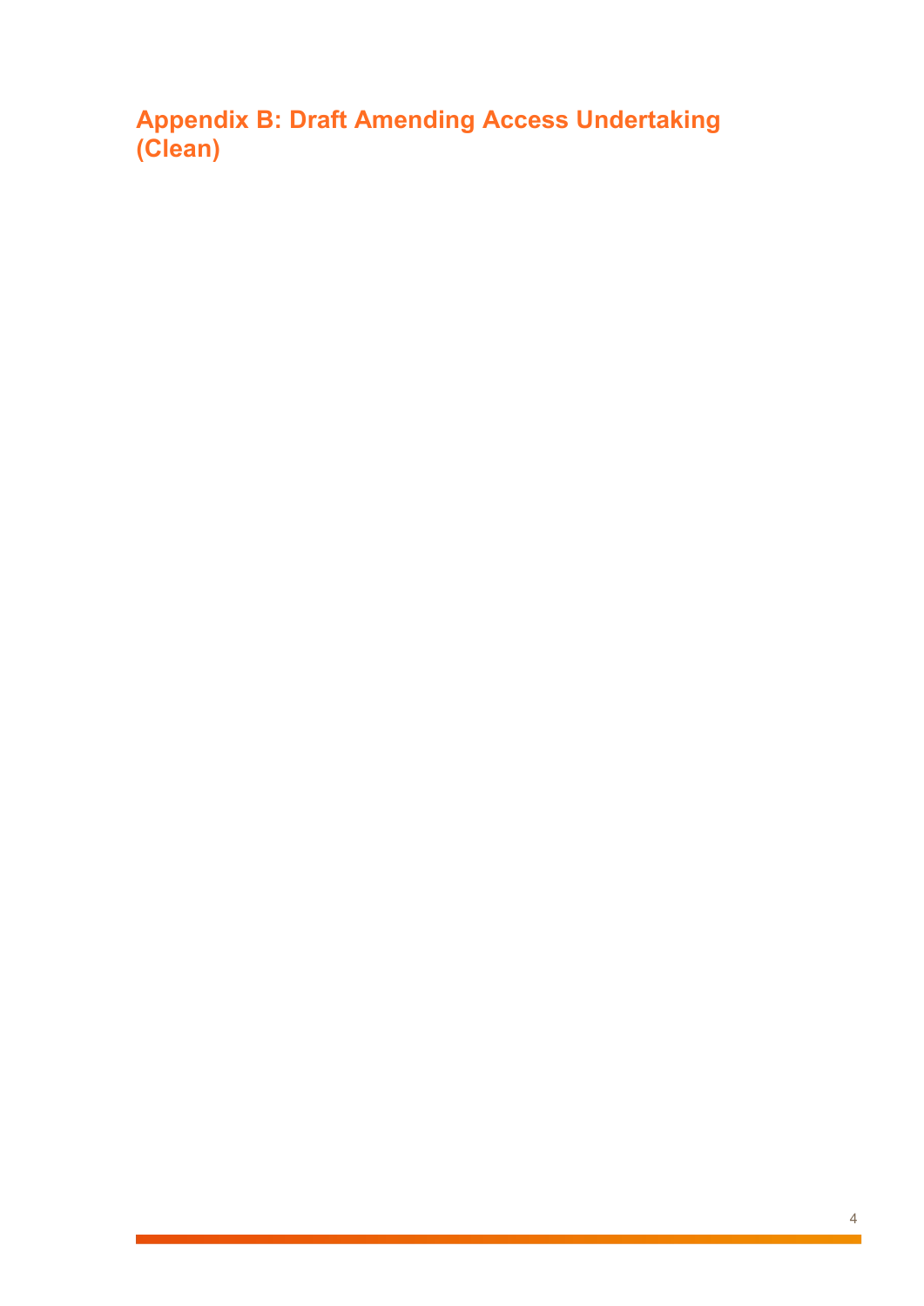# Appendix B: Draft Amending Access Undertaking (Clean)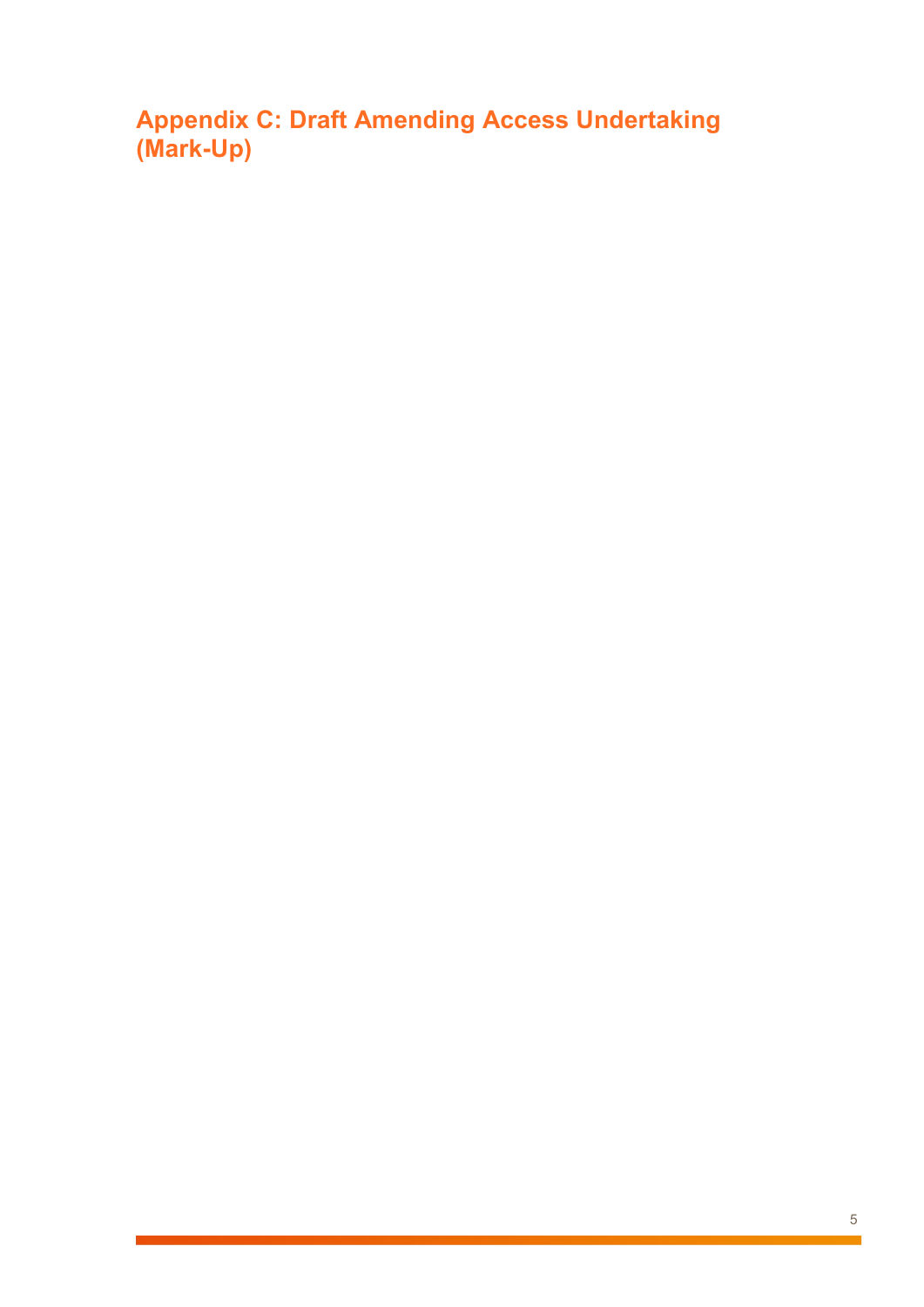# Appendix C: Draft Amending Access Undertaking (Mark-Up)